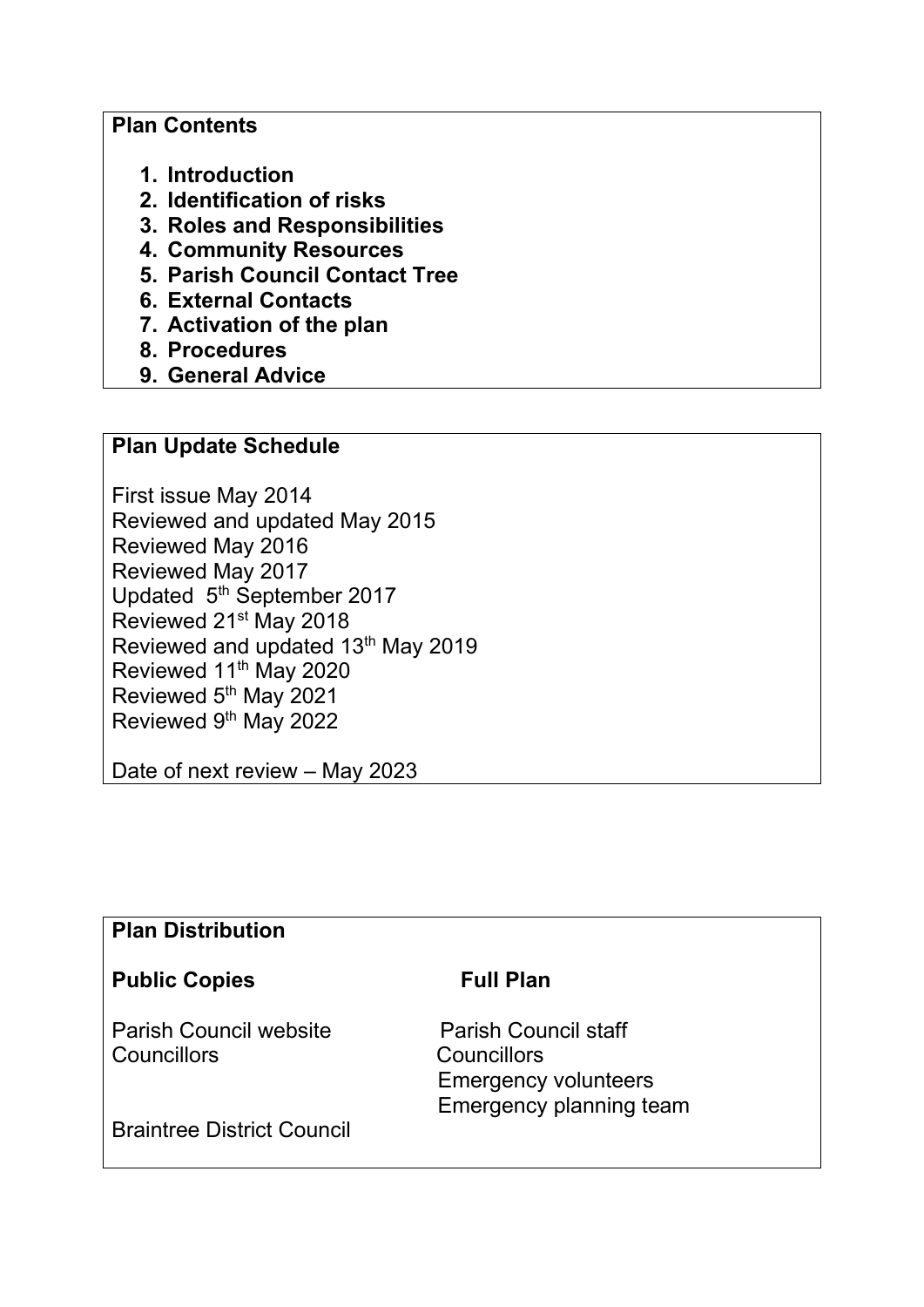**Plan Contents**

1. **Introduction**
2. **Identification of risks**
3. **Roles and Responsibilities**
4. **Community Resources**
5. **Parish Council Contact Tree**
6. **External Contacts**
7. **Activation of the plan**
8. **Procedures**
9. **General Advice**

**Plan Update Schedule**

First issue May 2014
Reviewed and updated May 2015
Reviewed May 2016
Reviewed May 2017
Updated 5th September 2017
Reviewed 21st May 2018
Reviewed and updated 13th May 2019
Reviewed 11th May 2020
Reviewed 5th May 2021
Reviewed 9th May 2022

Date of next review – May 2023

**Plan Distribution**

| **Public Copies** | **Full Plan** |
|---|---|
| Parish Council website | Parish Council staff |
| Councillors | Councillors |
| | Emergency volunteers |
| | Emergency planning team |
| Braintree District Council | |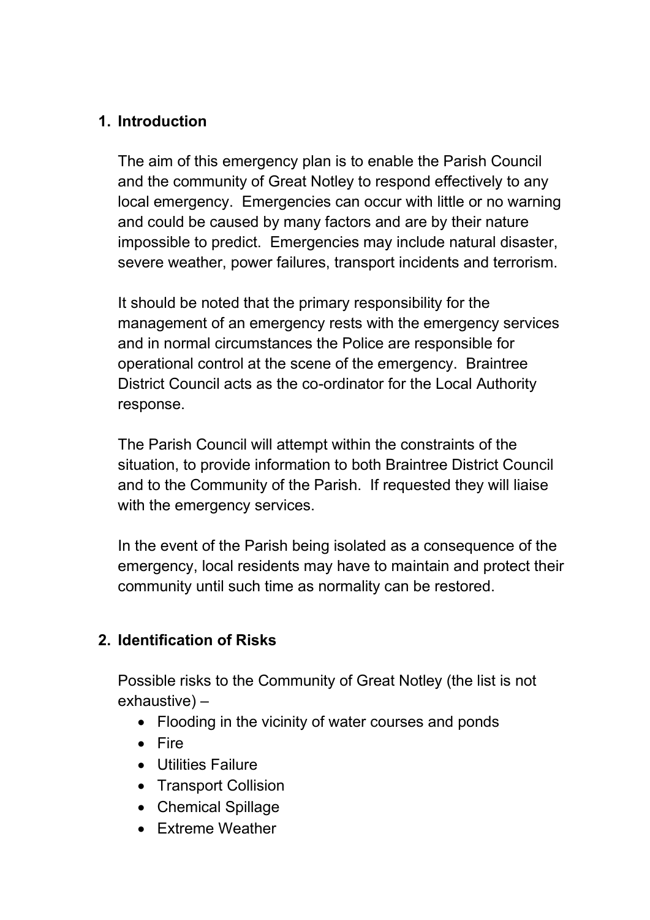## 1. Introduction

The aim of this emergency plan is to enable the Parish Council and the community of Great Notley to respond effectively to any local emergency. Emergencies can occur with little or no warning and could be caused by many factors and are by their nature impossible to predict. Emergencies may include natural disaster, severe weather, power failures, transport incidents and terrorism.

It should be noted that the primary responsibility for the management of an emergency rests with the emergency services and in normal circumstances the Police are responsible for operational control at the scene of the emergency. Braintree District Council acts as the co-ordinator for the Local Authority response.

The Parish Council will attempt within the constraints of the situation, to provide information to both Braintree District Council and to the Community of the Parish. If requested they will liaise with the emergency services.

In the event of the Parish being isolated as a consequence of the emergency, local residents may have to maintain and protect their community until such time as normality can be restored.

## 2. Identification of Risks

Possible risks to the Community of Great Notley (the list is not exhaustive) –

- Flooding in the vicinity of water courses and ponds
- Fire
- Utilities Failure
- Transport Collision
- Chemical Spillage
- Extreme Weather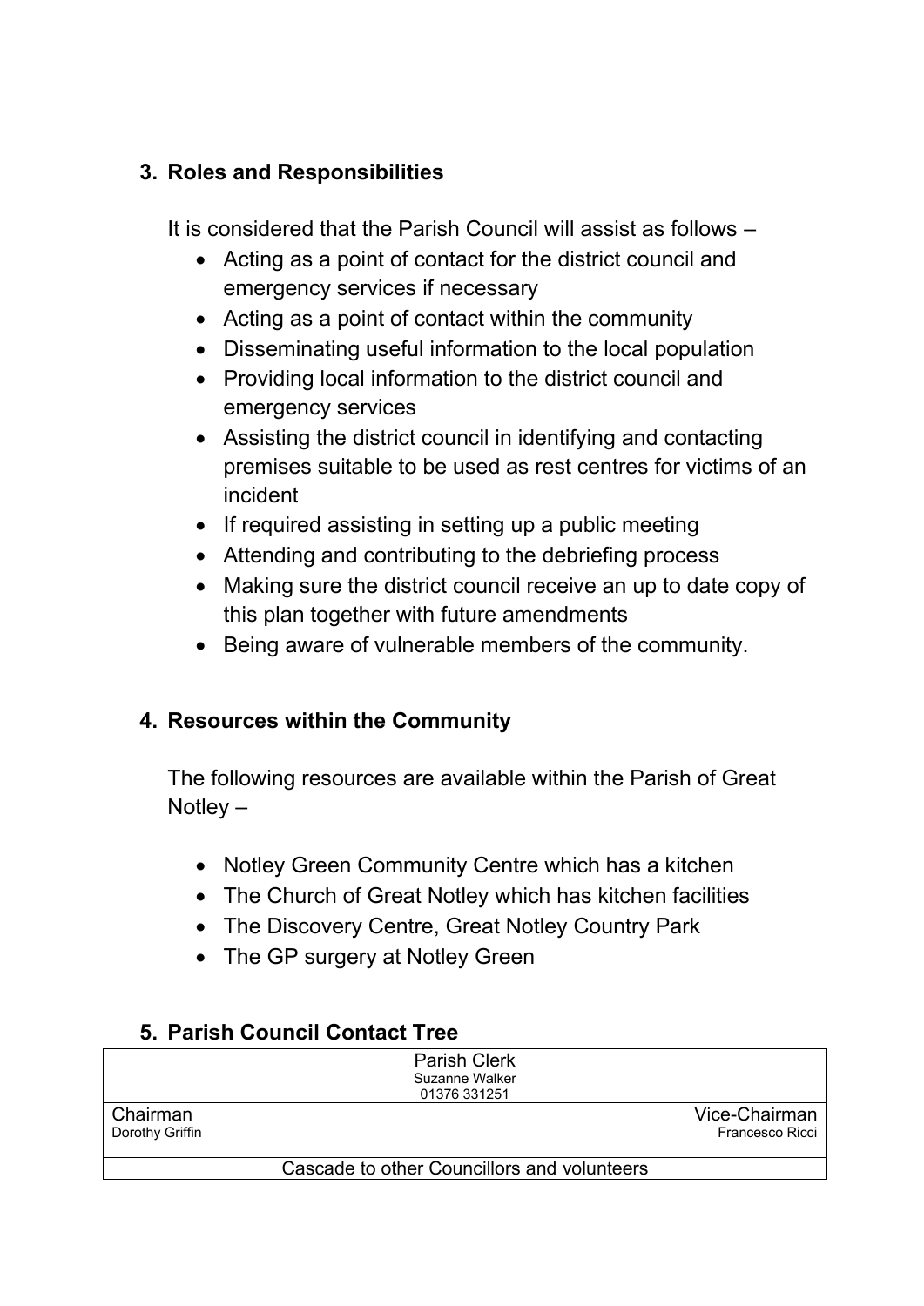## 3. Roles and Responsibilities

It is considered that the Parish Council will assist as follows –

- Acting as a point of contact for the district council and emergency services if necessary
- Acting as a point of contact within the community
- Disseminating useful information to the local population
- Providing local information to the district council and emergency services
- Assisting the district council in identifying and contacting premises suitable to be used as rest centres for victims of an incident
- If required assisting in setting up a public meeting
- Attending and contributing to the debriefing process
- Making sure the district council receive an up to date copy of this plan together with future amendments
- Being aware of vulnerable members of the community.

## 4. Resources within the Community

The following resources are available within the Parish of Great Notley –

- Notley Green Community Centre which has a kitchen
- The Church of Great Notley which has kitchen facilities
- The Discovery Centre, Great Notley Country Park
- The GP surgery at Notley Green

## 5. Parish Council Contact Tree

| Parish Clerk<br>Suzanne Walker<br>01376 331251 | |
|---|---|
| Chairman<br>Dorothy Griffin | Vice-Chairman<br>Francesco Ricci |
| Cascade to other Councillors and volunteers | |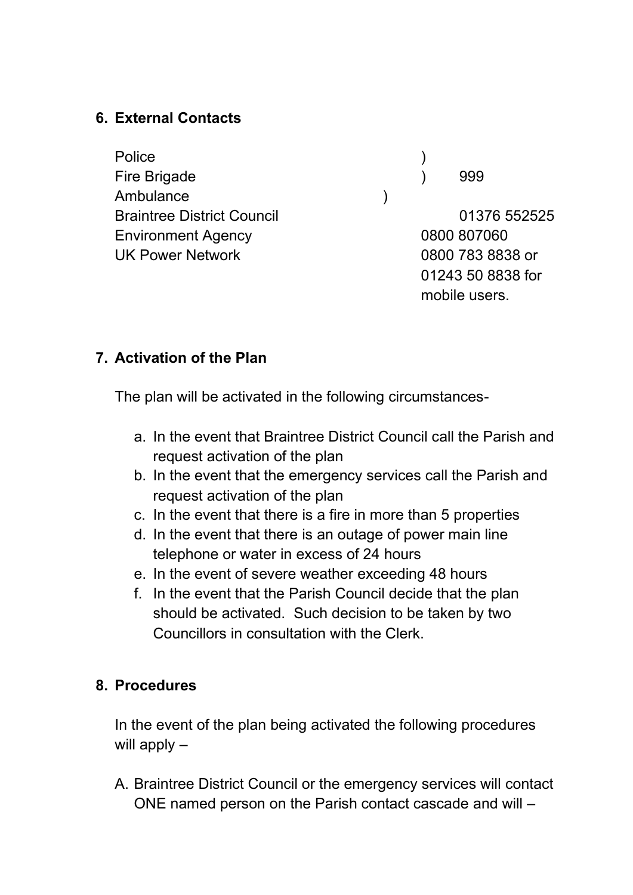## 6. External Contacts

| Contact | Number |
|---|---|
| Police | 999 |
| Fire Brigade | 999 |
| Ambulance | 999 |
| Braintree District Council | 01376 552525 |
| Environment Agency | 0800 807060 |
| UK Power Network | 0800 783 8838 or 01243 50 8838 for mobile users. |

## 7. Activation of the Plan

The plan will be activated in the following circumstances-

a. In the event that Braintree District Council call the Parish and request activation of the plan
b. In the event that the emergency services call the Parish and request activation of the plan
c. In the event that there is a fire in more than 5 properties
d. In the event that there is an outage of power main line telephone or water in excess of 24 hours
e. In the event of severe weather exceeding 48 hours
f. In the event that the Parish Council decide that the plan should be activated. Such decision to be taken by two Councillors in consultation with the Clerk.

## 8. Procedures

In the event of the plan being activated the following procedures will apply –

A. Braintree District Council or the emergency services will contact ONE named person on the Parish contact cascade and will –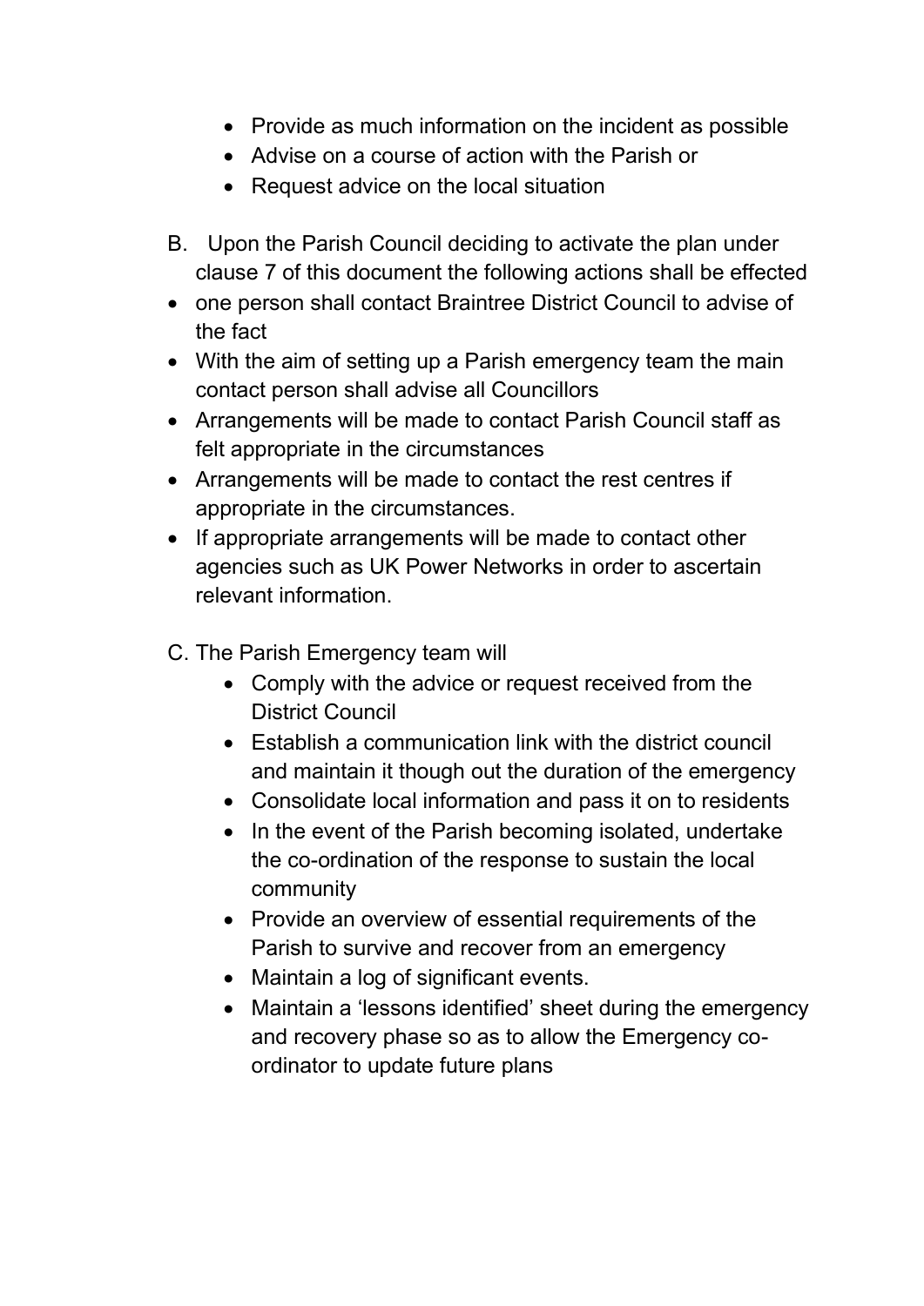- Provide as much information on the incident as possible
- Advise on a course of action with the Parish or
- Request advice on the local situation

B. Upon the Parish Council deciding to activate the plan under clause 7 of this document the following actions shall be effected

- one person shall contact Braintree District Council to advise of the fact
- With the aim of setting up a Parish emergency team the main contact person shall advise all Councillors
- Arrangements will be made to contact Parish Council staff as felt appropriate in the circumstances
- Arrangements will be made to contact the rest centres if appropriate in the circumstances.
- If appropriate arrangements will be made to contact other agencies such as UK Power Networks in order to ascertain relevant information.

C. The Parish Emergency team will

- Comply with the advice or request received from the District Council
- Establish a communication link with the district council and maintain it though out the duration of the emergency
- Consolidate local information and pass it on to residents
- In the event of the Parish becoming isolated, undertake the co-ordination of the response to sustain the local community
- Provide an overview of essential requirements of the Parish to survive and recover from an emergency
- Maintain a log of significant events.
- Maintain a 'lessons identified' sheet during the emergency and recovery phase so as to allow the Emergency co-ordinator to update future plans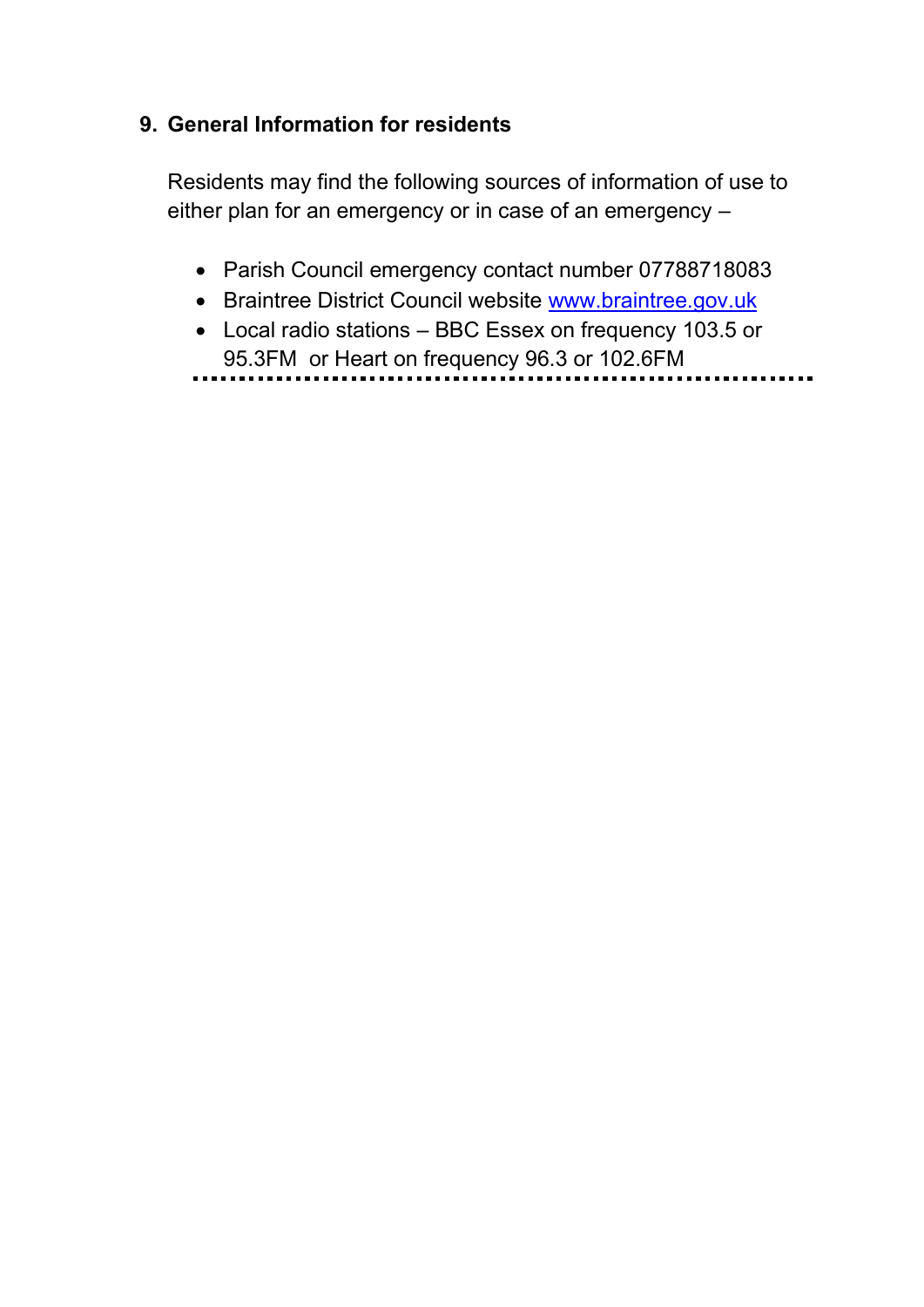## 9. General Information for residents

Residents may find the following sources of information of use to either plan for an emergency or in case of an emergency –

- Parish Council emergency contact number 07788718083
- Braintree District Council website www.braintree.gov.uk
- Local radio stations – BBC Essex on frequency 103.5 or 95.3FM or Heart on frequency 96.3 or 102.6FM